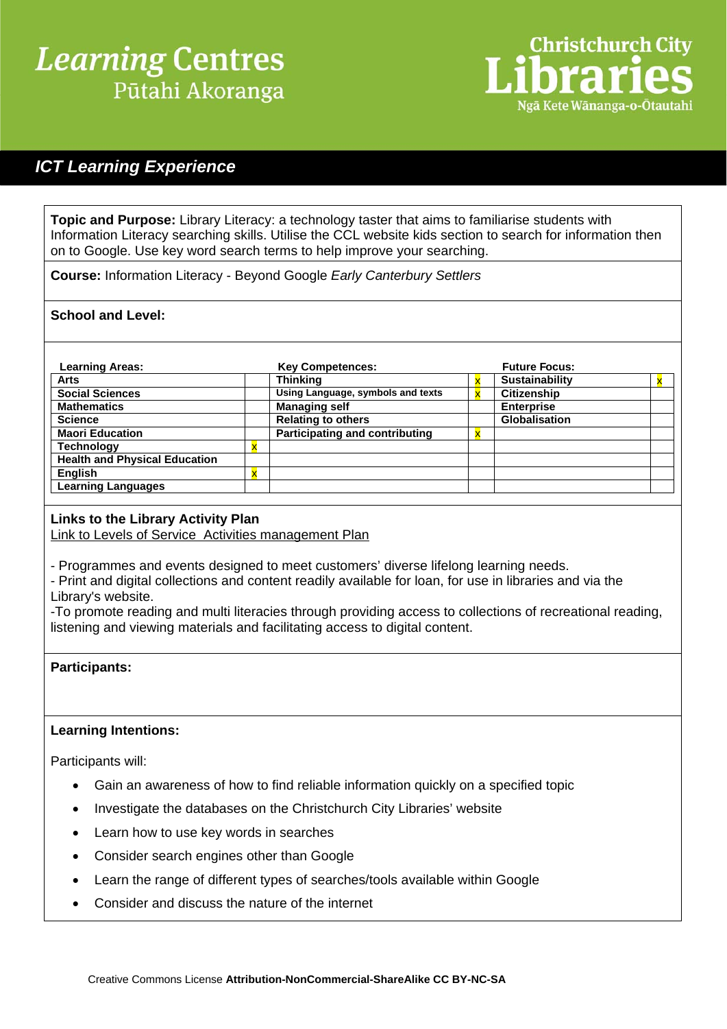# Learning Centres
Pūtahi Akoranga

Christchurch City Libraries
Ngā Kete Wānanga-o-Ōtautahi

## ICT Learning Experience

**Topic and Purpose:** Library Literacy: a technology taster that aims to familiarise students with Information Literacy searching skills. Utilise the CCL website kids section to search for information then on to Google. Use key word search terms to help improve your searching.

**Course:** Information Literacy - Beyond Google *Early Canterbury Settlers*

**School and Level:**

| Learning Areas: | | Key Competences: | | Future Focus: | |
|---|---|---|---|---|---|
| **Arts** | | **Thinking** | x | **Sustainability** | x |
| **Social Sciences** | | **Using Language, symbols and texts** | x | **Citizenship** | |
| **Mathematics** | | **Managing self** | | **Enterprise** | |
| **Science** | | **Relating to others** | | **Globalisation** | |
| **Maori Education** | | **Participating and contributing** | x | | |
| **Technology** | x | | | | |
| **Health and Physical Education** | | | | | |
| **English** | x | | | | |
| **Learning Languages** | | | | | |

**Links to the Library Activity Plan**
Link to Levels of Service Activities management Plan

- Programmes and events designed to meet customers' diverse lifelong learning needs.
- Print and digital collections and content readily available for loan, for use in libraries and via the Library's website.
-To promote reading and multi literacies through providing access to collections of recreational reading, listening and viewing materials and facilitating access to digital content.

**Participants:**

**Learning Intentions:**

Participants will:

- Gain an awareness of how to find reliable information quickly on a specified topic
- Investigate the databases on the Christchurch City Libraries' website
- Learn how to use key words in searches
- Consider search engines other than Google
- Learn the range of different types of searches/tools available within Google
- Consider and discuss the nature of the internet

Creative Commons License **Attribution-NonCommercial-ShareAlike CC BY-NC-SA**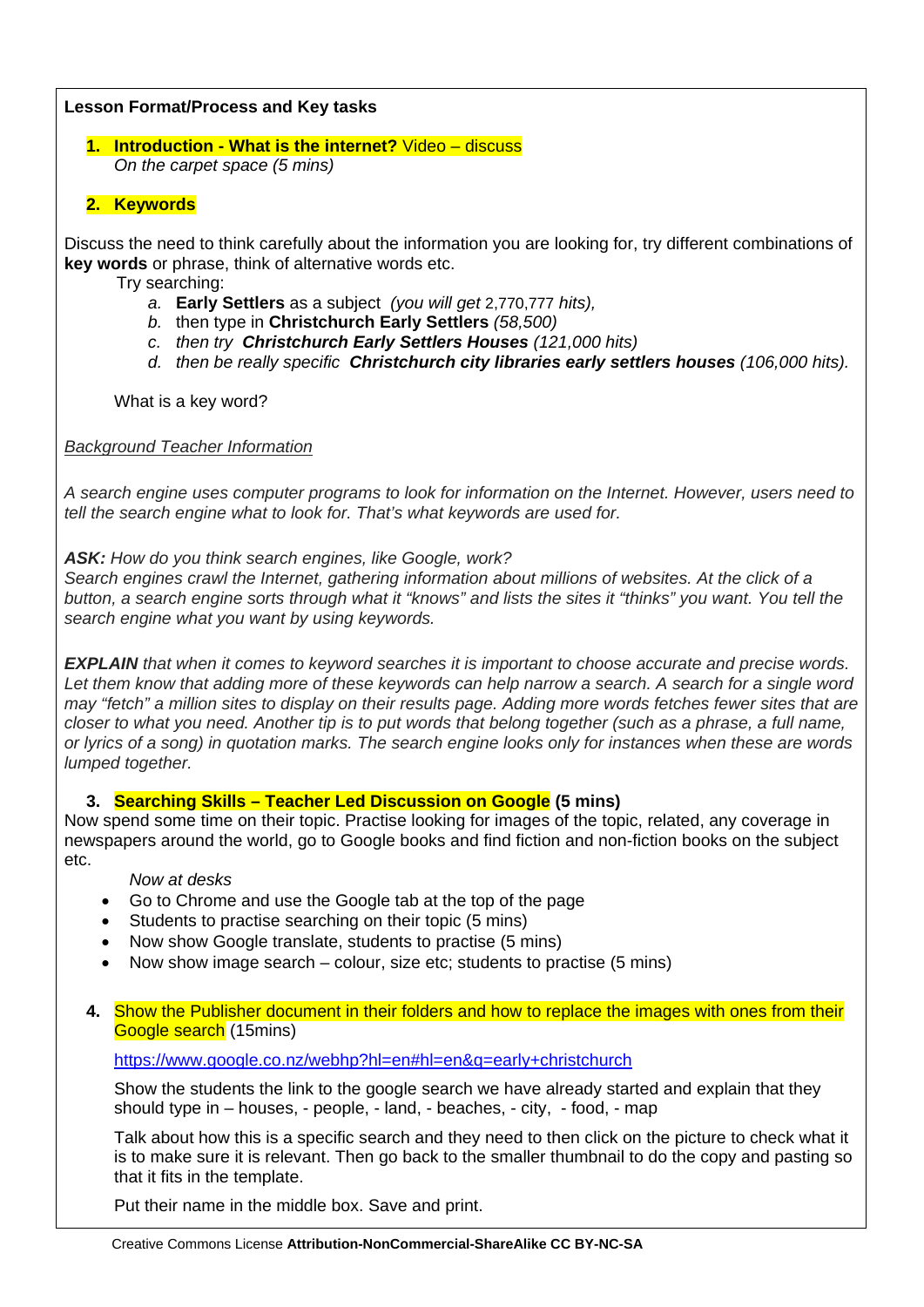**Lesson Format/Process and Key tasks**

1. **Introduction - What is the internet?** Video – discuss
   *On the carpet space (5 mins)*

2. **Keywords**

Discuss the need to think carefully about the information you are looking for, try different combinations of **key words** or phrase, think of alternative words etc.

Try searching:

a. **Early Settlers** as a subject *(you will get* 2,770,777 *hits),*
b. then type in **Christchurch Early Settlers** *(58,500)*
c. *then try* ***Christchurch Early Settlers Houses*** *(121,000 hits)*
d. *then be really specific* ***Christchurch city libraries early settlers houses*** *(106,000 hits).*

What is a key word?

*Background Teacher Information*

*A search engine uses computer programs to look for information on the Internet. However, users need to tell the search engine what to look for. That's what keywords are used for.*

***ASK:*** *How do you think search engines, like Google, work?*
*Search engines crawl the Internet, gathering information about millions of websites. At the click of a button, a search engine sorts through what it "knows" and lists the sites it "thinks" you want. You tell the search engine what you want by using keywords.*

***EXPLAIN*** *that when it comes to keyword searches it is important to choose accurate and precise words. Let them know that adding more of these keywords can help narrow a search. A search for a single word may "fetch" a million sites to display on their results page. Adding more words fetches fewer sites that are closer to what you need. Another tip is to put words that belong together (such as a phrase, a full name, or lyrics of a song) in quotation marks. The search engine looks only for instances when these are words lumped together.*

3. **Searching Skills – Teacher Led Discussion on Google (5 mins)**

Now spend some time on their topic. Practise looking for images of the topic, related, any coverage in newspapers around the world, go to Google books and find fiction and non-fiction books on the subject etc.

*Now at desks*

- Go to Chrome and use the Google tab at the top of the page
- Students to practise searching on their topic (5 mins)
- Now show Google translate, students to practise (5 mins)
- Now show image search – colour, size etc; students to practise (5 mins)

4. Show the Publisher document in their folders and how to replace the images with ones from their Google search (15mins)

   https://www.google.co.nz/webhp?hl=en#hl=en&q=early+christchurch

   Show the students the link to the google search we have already started and explain that they should type in – houses, - people, - land, - beaches, - city, - food, - map

   Talk about how this is a specific search and they need to then click on the picture to check what it is to make sure it is relevant. Then go back to the smaller thumbnail to do the copy and pasting so that it fits in the template.

   Put their name in the middle box. Save and print.

Creative Commons License **Attribution-NonCommercial-ShareAlike CC BY-NC-SA**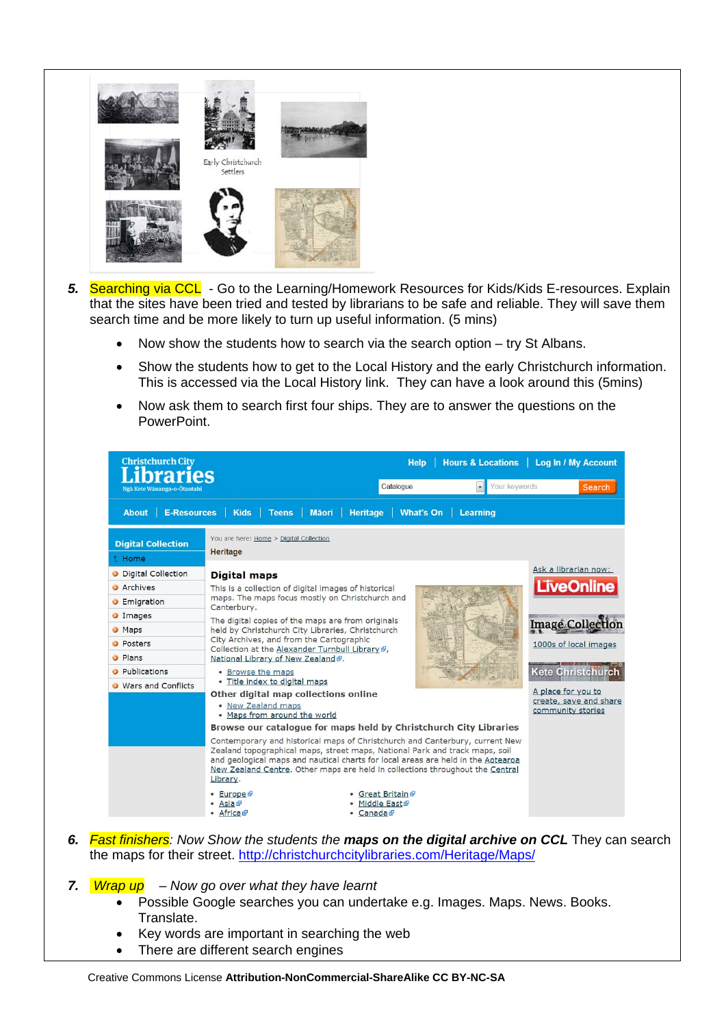5. Searching via CCL - Go to the Learning/Homework Resources for Kids/Kids E-resources. Explain that the sites have been tried and tested by librarians to be safe and reliable. They will save them search time and be more likely to turn up useful information. (5 mins)

   - Now show the students how to search via the search option – try St Albans.
   - Show the students how to get to the Local History and the early Christchurch information. This is accessed via the Local History link. They can have a look around this (5mins)
   - Now ask them to search first four ships. They are to answer the questions on the PowerPoint.

6. *Fast finishers: Now Show the students the* ***maps on the digital archive on CCL*** They can search the maps for their street. http://christchurchcitylibraries.com/Heritage/Maps/

7. *Wrap up – Now go over what they have learnt*
   - Possible Google searches you can undertake e.g. Images. Maps. News. Books. Translate.
   - Key words are important in searching the web
   - There are different search engines

Creative Commons License **Attribution-NonCommercial-ShareAlike CC BY-NC-SA**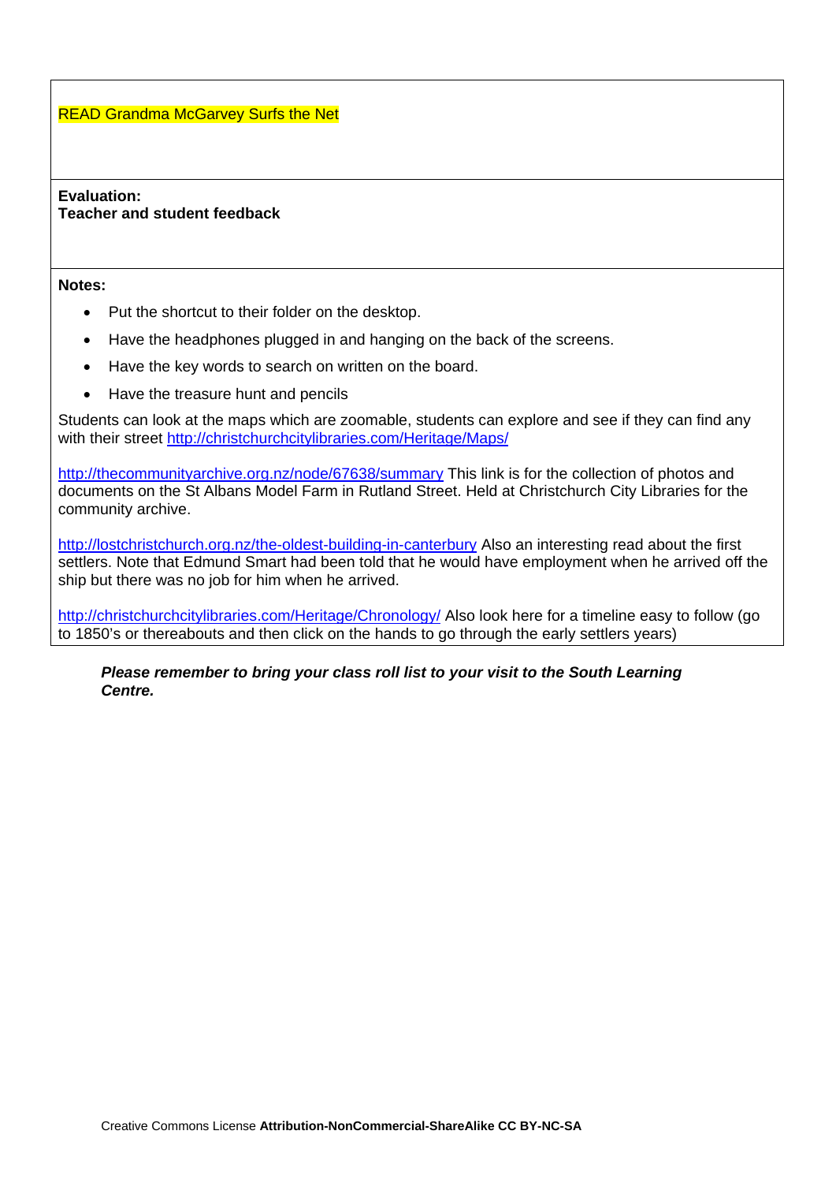READ Grandma McGarvey Surfs the Net

**Evaluation:**
**Teacher and student feedback**

**Notes:**

- Put the shortcut to their folder on the desktop.
- Have the headphones plugged in and hanging on the back of the screens.
- Have the key words to search on written on the board.
- Have the treasure hunt and pencils

Students can look at the maps which are zoomable, students can explore and see if they can find any with their street http://christchurchcitylibraries.com/Heritage/Maps/

http://thecommunityarchive.org.nz/node/67638/summary This link is for the collection of photos and documents on the St Albans Model Farm in Rutland Street. Held at Christchurch City Libraries for the community archive.

http://lostchristchurch.org.nz/the-oldest-building-in-canterbury Also an interesting read about the first settlers. Note that Edmund Smart had been told that he would have employment when he arrived off the ship but there was no job for him when he arrived.

http://christchurchcitylibraries.com/Heritage/Chronology/ Also look here for a timeline easy to follow (go to 1850's or thereabouts and then click on the hands to go through the early settlers years)

***Please remember to bring your class roll list to your visit to the South Learning Centre.***

Creative Commons License **Attribution-NonCommercial-ShareAlike CC BY-NC-SA**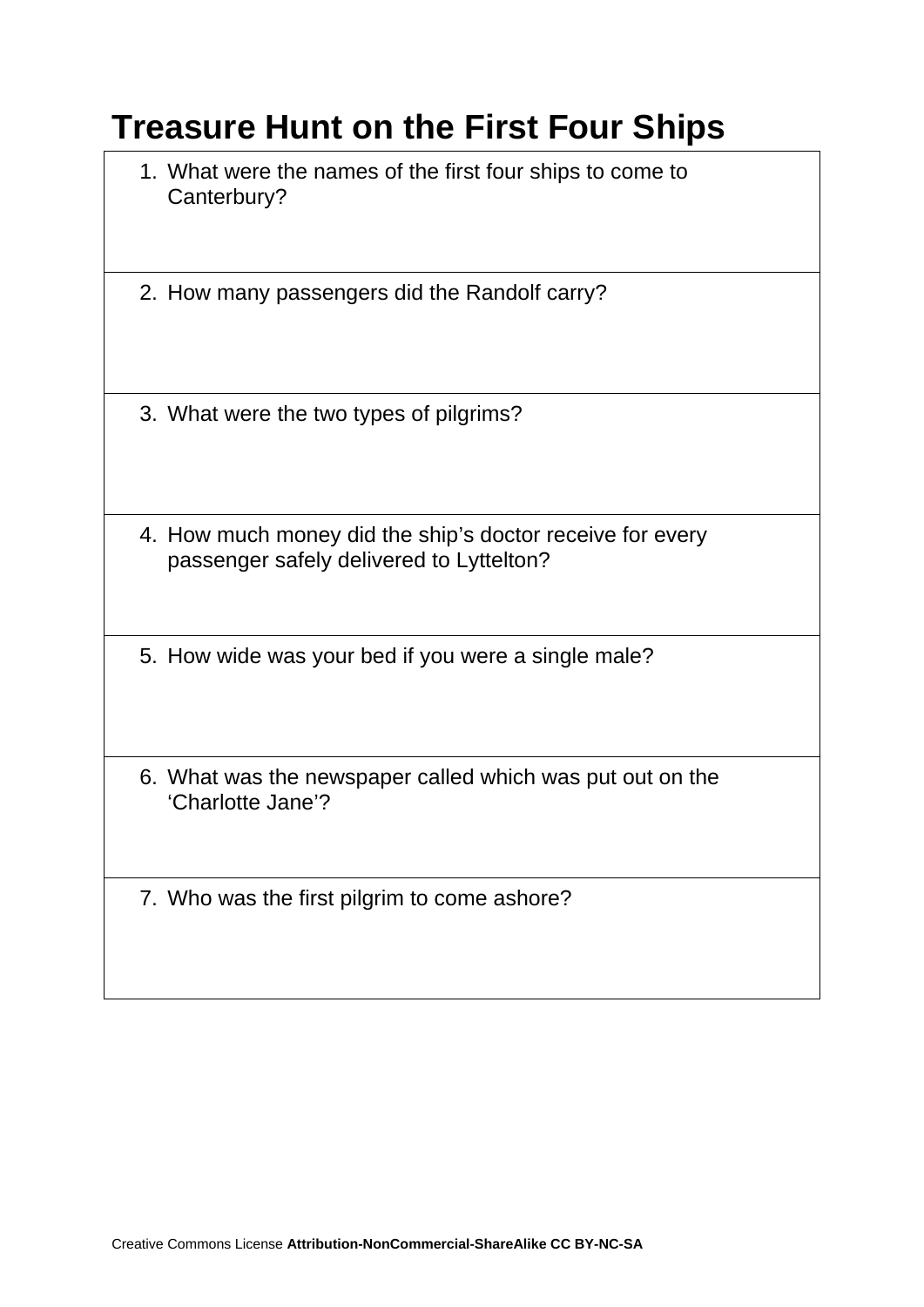# Treasure Hunt on the First Four Ships

1. What were the names of the first four ships to come to Canterbury?

2. How many passengers did the Randolf carry?

3. What were the two types of pilgrims?

4. How much money did the ship's doctor receive for every passenger safely delivered to Lyttelton?

5. How wide was your bed if you were a single male?

6. What was the newspaper called which was put out on the 'Charlotte Jane'?

7. Who was the first pilgrim to come ashore?

Creative Commons License **Attribution-NonCommercial-ShareAlike CC BY-NC-SA**